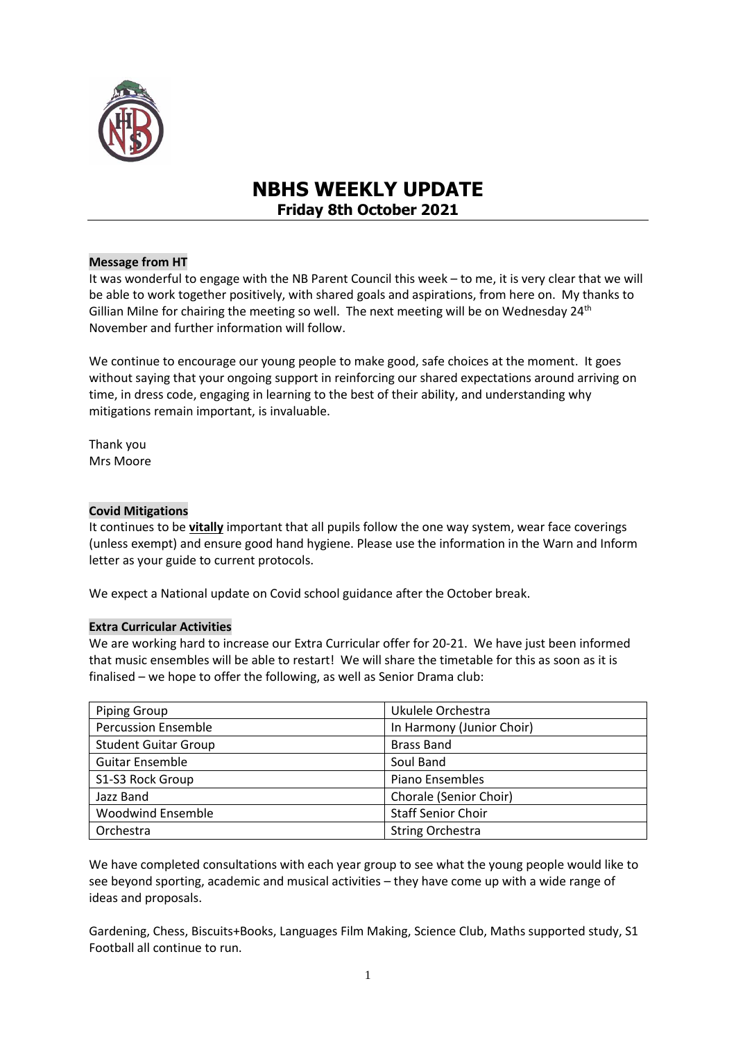# NBHS WEEKLY UPDATE

## Friday 8th October 2021

### Message from HT

It was wonderful to engage with the NB Parent Council this week – to me, it is very clear that we will be able to work together positively, with shared goals and aspirations, from here on. My thanks to Gillian Milne for chairing the meeting so well. The next meeting will be on Wednesday 24th November and further information will follow.

We continue to encourage our young people to make good, safe choices at the moment. It goes without saying that your ongoing support in reinforcing our shared expectations around arriving on time, in dress code, engaging in learning to the best of their ability, and understanding why mitigations remain important, is invaluable.

Thank you
Mrs Moore

### Covid Mitigations

It continues to be **vitally** important that all pupils follow the one way system, wear face coverings (unless exempt) and ensure good hand hygiene. Please use the information in the Warn and Inform letter as your guide to current protocols.

We expect a National update on Covid school guidance after the October break.

### Extra Curricular Activities

We are working hard to increase our Extra Curricular offer for 20-21. We have just been informed that music ensembles will be able to restart! We will share the timetable for this as soon as it is finalised – we hope to offer the following, as well as Senior Drama club:

| | |
|---|---|
| Piping Group | Ukulele Orchestra |
| Percussion Ensemble | In Harmony (Junior Choir) |
| Student Guitar Group | Brass Band |
| Guitar Ensemble | Soul Band |
| S1-S3 Rock Group | Piano Ensembles |
| Jazz Band | Chorale (Senior Choir) |
| Woodwind Ensemble | Staff Senior Choir |
| Orchestra | String Orchestra |

We have completed consultations with each year group to see what the young people would like to see beyond sporting, academic and musical activities – they have come up with a wide range of ideas and proposals.

Gardening, Chess, Biscuits+Books, Languages Film Making, Science Club, Maths supported study, S1 Football all continue to run.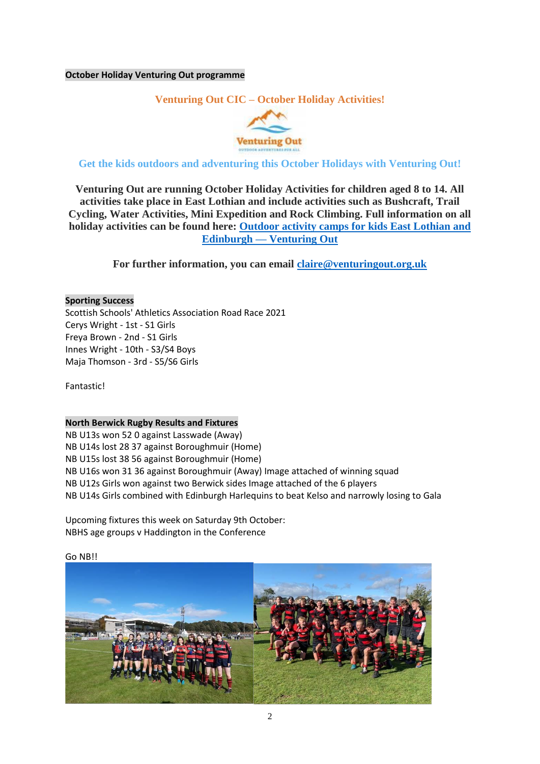**October Holiday Venturing Out programme**

**Venturing Out CIC – October Holiday Activities!**

**Get the kids outdoors and adventuring this October Holidays with Venturing Out!**

**Venturing Out are running October Holiday Activities for children aged 8 to 14. All activities take place in East Lothian and include activities such as Bushcraft, Trail Cycling, Water Activities, Mini Expedition and Rock Climbing. Full information on all holiday activities can be found here: Outdoor activity camps for kids East Lothian and Edinburgh — Venturing Out**

**For further information, you can email claire@venturingout.org.uk**

**Sporting Success**

Scottish Schools' Athletics Association Road Race 2021
Cerys Wright - 1st - S1 Girls
Freya Brown - 2nd - S1 Girls
Innes Wright - 10th - S3/S4 Boys
Maja Thomson - 3rd - S5/S6 Girls

Fantastic!

**North Berwick Rugby Results and Fixtures**

NB U13s won 52 0 against Lasswade (Away)
NB U14s lost 28 37 against Boroughmuir (Home)
NB U15s lost 38 56 against Boroughmuir (Home)
NB U16s won 31 36 against Boroughmuir (Away) Image attached of winning squad
NB U12s Girls won against two Berwick sides Image attached of the 6 players
NB U14s Girls combined with Edinburgh Harlequins to beat Kelso and narrowly losing to Gala

Upcoming fixtures this week on Saturday 9th October:
NBHS age groups v Haddington in the Conference

Go NB!!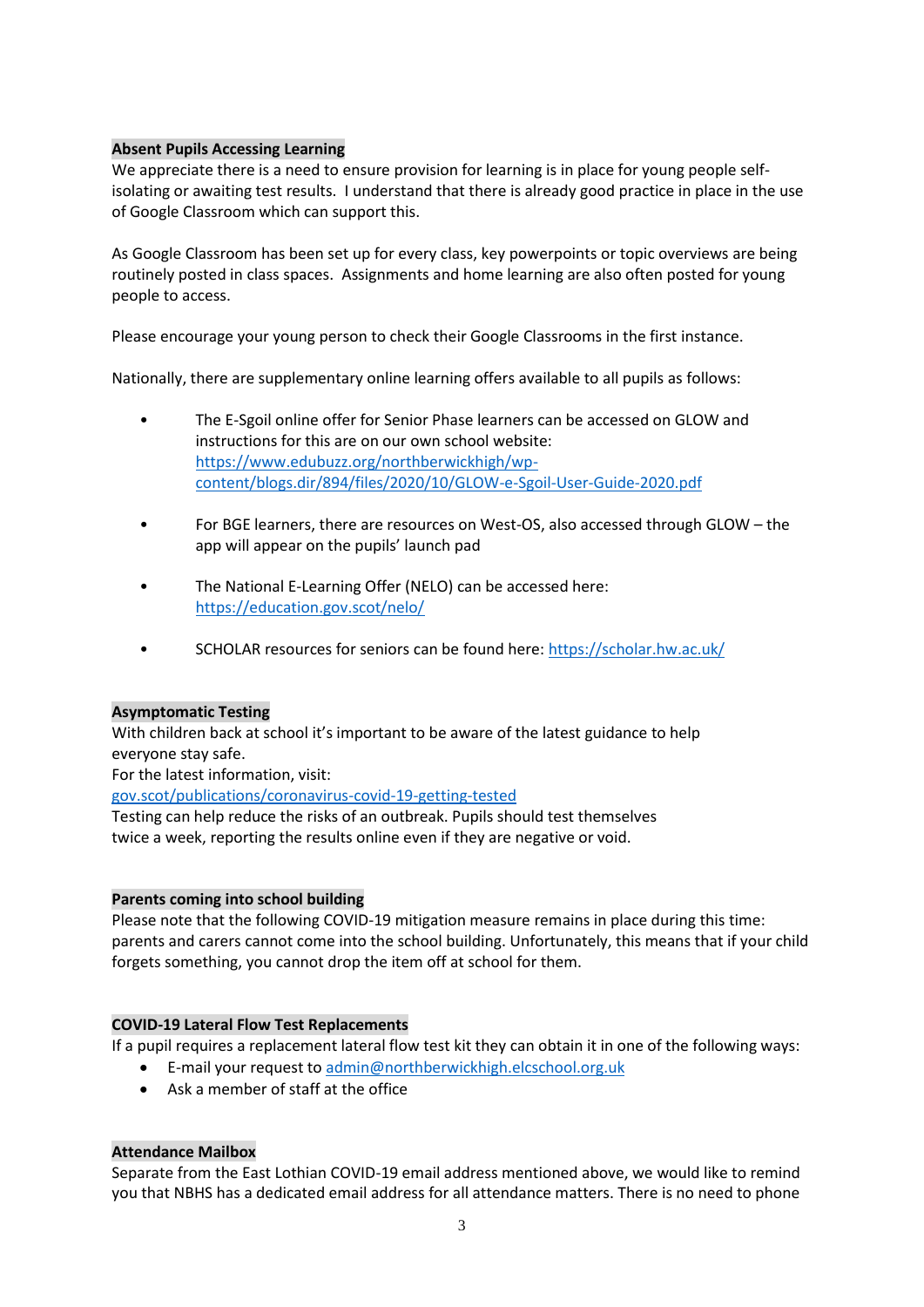**Absent Pupils Accessing Learning**

We appreciate there is a need to ensure provision for learning is in place for young people self-isolating or awaiting test results. I understand that there is already good practice in place in the use of Google Classroom which can support this.

As Google Classroom has been set up for every class, key powerpoints or topic overviews are being routinely posted in class spaces. Assignments and home learning are also often posted for young people to access.

Please encourage your young person to check their Google Classrooms in the first instance.

Nationally, there are supplementary online learning offers available to all pupils as follows:

- The E-Sgoil online offer for Senior Phase learners can be accessed on GLOW and instructions for this are on our own school website: https://www.edubuzz.org/northberwickhigh/wp-content/blogs.dir/894/files/2020/10/GLOW-e-Sgoil-User-Guide-2020.pdf

- For BGE learners, there are resources on West-OS, also accessed through GLOW – the app will appear on the pupils' launch pad

- The National E-Learning Offer (NELO) can be accessed here: https://education.gov.scot/nelo/

- SCHOLAR resources for seniors can be found here: https://scholar.hw.ac.uk/

**Asymptomatic Testing**

With children back at school it's important to be aware of the latest guidance to help everyone stay safe.
For the latest information, visit:
gov.scot/publications/coronavirus-covid-19-getting-tested
Testing can help reduce the risks of an outbreak. Pupils should test themselves twice a week, reporting the results online even if they are negative or void.

**Parents coming into school building**

Please note that the following COVID-19 mitigation measure remains in place during this time: parents and carers cannot come into the school building. Unfortunately, this means that if your child forgets something, you cannot drop the item off at school for them.

**COVID-19 Lateral Flow Test Replacements**

If a pupil requires a replacement lateral flow test kit they can obtain it in one of the following ways:

- E-mail your request to admin@northberwickhigh.elcschool.org.uk
- Ask a member of staff at the office

**Attendance Mailbox**

Separate from the East Lothian COVID-19 email address mentioned above, we would like to remind you that NBHS has a dedicated email address for all attendance matters. There is no need to phone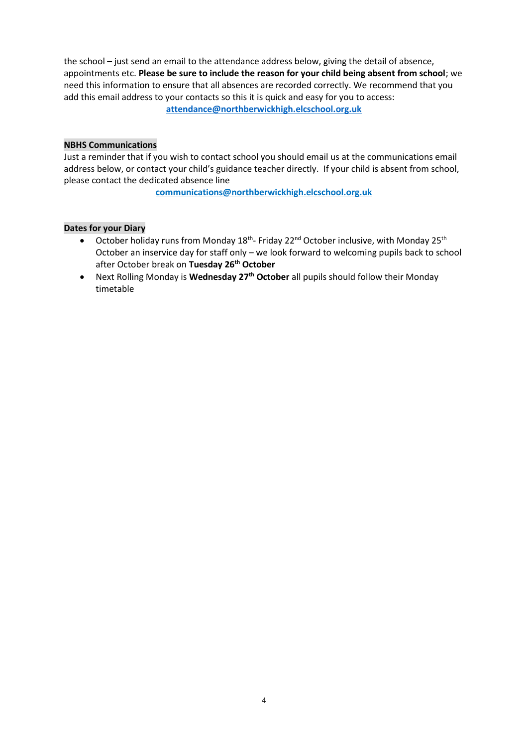the school – just send an email to the attendance address below, giving the detail of absence, appointments etc. **Please be sure to include the reason for your child being absent from school**; we need this information to ensure that all absences are recorded correctly. We recommend that you add this email address to your contacts so this it is quick and easy for you to access:

**attendance@northberwickhigh.elcschool.org.uk**

**NBHS Communications**

Just a reminder that if you wish to contact school you should email us at the communications email address below, or contact your child's guidance teacher directly. If your child is absent from school, please contact the dedicated absence line

**communications@northberwickhigh.elcschool.org.uk**

**Dates for your Diary**

- October holiday runs from Monday 18th- Friday 22nd October inclusive, with Monday 25th October an inservice day for staff only – we look forward to welcoming pupils back to school after October break on **Tuesday 26th October**
- Next Rolling Monday is **Wednesday 27th October** all pupils should follow their Monday timetable